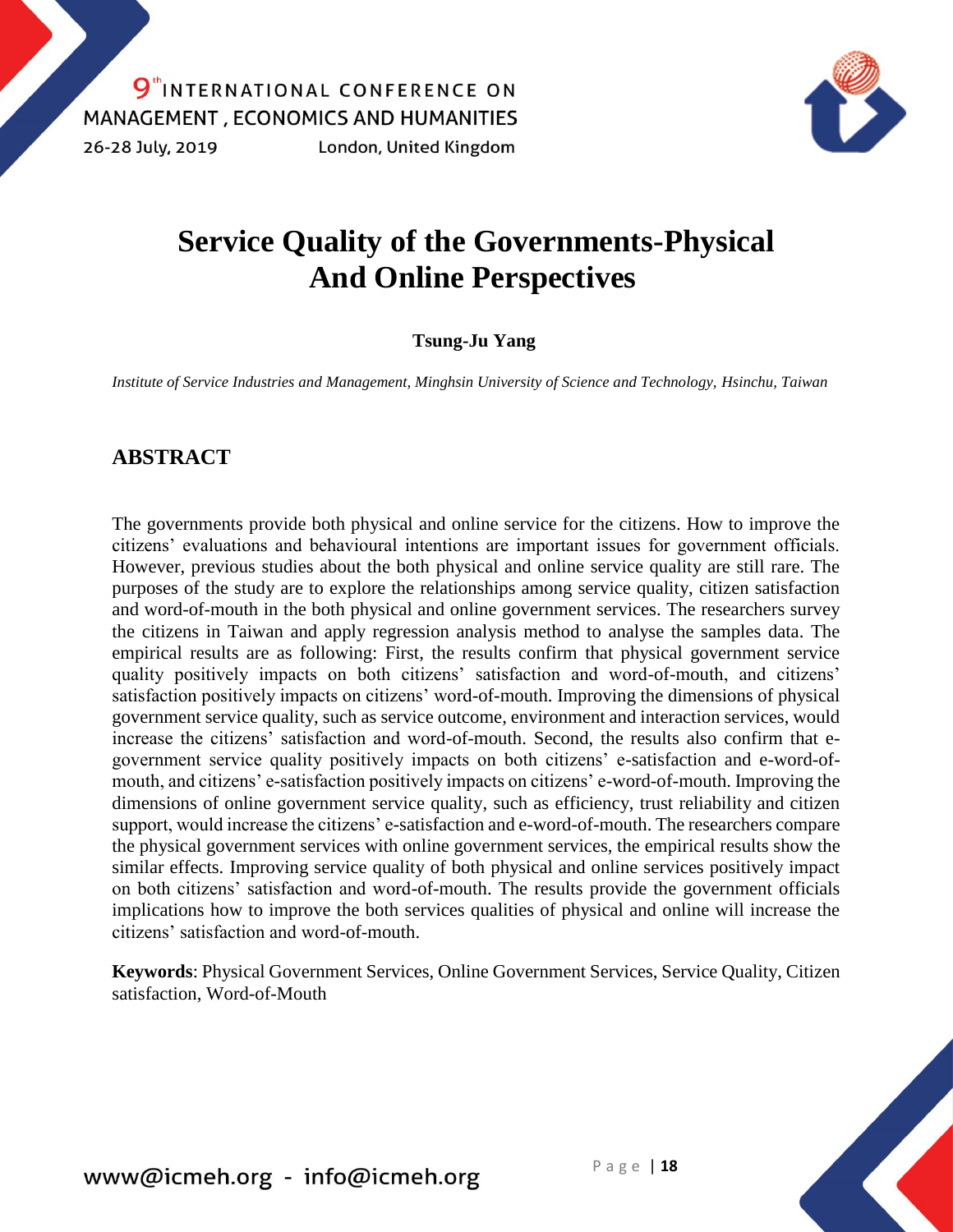# Service Quality of the Governments-Physical And Online Perspectives

**Tsung-Ju Yang**

*Institute of Service Industries and Management, Minghsin University of Science and Technology, Hsinchu, Taiwan*

## ABSTRACT

The governments provide both physical and online service for the citizens. How to improve the citizens' evaluations and behavioural intentions are important issues for government officials. However, previous studies about the both physical and online service quality are still rare. The purposes of the study are to explore the relationships among service quality, citizen satisfaction and word-of-mouth in the both physical and online government services. The researchers survey the citizens in Taiwan and apply regression analysis method to analyse the samples data. The empirical results are as following: First, the results confirm that physical government service quality positively impacts on both citizens' satisfaction and word-of-mouth, and citizens' satisfaction positively impacts on citizens' word-of-mouth. Improving the dimensions of physical government service quality, such as service outcome, environment and interaction services, would increase the citizens' satisfaction and word-of-mouth. Second, the results also confirm that e-government service quality positively impacts on both citizens' e-satisfaction and e-word-of-mouth, and citizens' e-satisfaction positively impacts on citizens' e-word-of-mouth. Improving the dimensions of online government service quality, such as efficiency, trust reliability and citizen support, would increase the citizens' e-satisfaction and e-word-of-mouth. The researchers compare the physical government services with online government services, the empirical results show the similar effects. Improving service quality of both physical and online services positively impact on both citizens' satisfaction and word-of-mouth. The results provide the government officials implications how to improve the both services qualities of physical and online will increase the citizens' satisfaction and word-of-mouth.

**Keywords**: Physical Government Services, Online Government Services, Service Quality, Citizen satisfaction, Word-of-Mouth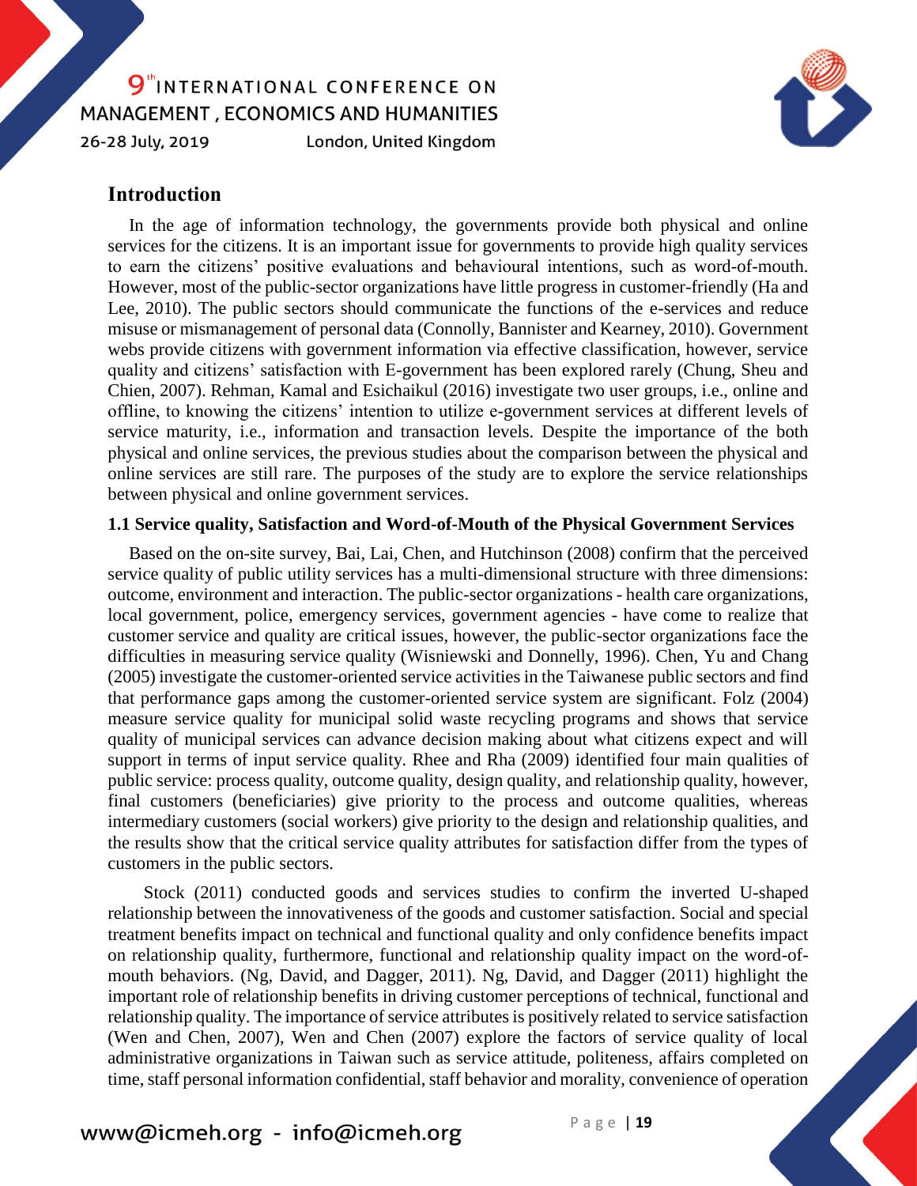## Introduction

In the age of information technology, the governments provide both physical and online services for the citizens. It is an important issue for governments to provide high quality services to earn the citizens' positive evaluations and behavioural intentions, such as word-of-mouth. However, most of the public-sector organizations have little progress in customer-friendly (Ha and Lee, 2010). The public sectors should communicate the functions of the e-services and reduce misuse or mismanagement of personal data (Connolly, Bannister and Kearney, 2010). Government webs provide citizens with government information via effective classification, however, service quality and citizens' satisfaction with E-government has been explored rarely (Chung, Sheu and Chien, 2007). Rehman, Kamal and Esichaikul (2016) investigate two user groups, i.e., online and offline, to knowing the citizens' intention to utilize e-government services at different levels of service maturity, i.e., information and transaction levels. Despite the importance of the both physical and online services, the previous studies about the comparison between the physical and online services are still rare. The purposes of the study are to explore the service relationships between physical and online government services.

### 1.1 Service quality, Satisfaction and Word-of-Mouth of the Physical Government Services

Based on the on-site survey, Bai, Lai, Chen, and Hutchinson (2008) confirm that the perceived service quality of public utility services has a multi-dimensional structure with three dimensions: outcome, environment and interaction. The public-sector organizations - health care organizations, local government, police, emergency services, government agencies - have come to realize that customer service and quality are critical issues, however, the public-sector organizations face the difficulties in measuring service quality (Wisniewski and Donnelly, 1996). Chen, Yu and Chang (2005) investigate the customer-oriented service activities in the Taiwanese public sectors and find that performance gaps among the customer-oriented service system are significant. Folz (2004) measure service quality for municipal solid waste recycling programs and shows that service quality of municipal services can advance decision making about what citizens expect and will support in terms of input service quality. Rhee and Rha (2009) identified four main qualities of public service: process quality, outcome quality, design quality, and relationship quality, however, final customers (beneficiaries) give priority to the process and outcome qualities, whereas intermediary customers (social workers) give priority to the design and relationship qualities, and the results show that the critical service quality attributes for satisfaction differ from the types of customers in the public sectors.

Stock (2011) conducted goods and services studies to confirm the inverted U-shaped relationship between the innovativeness of the goods and customer satisfaction. Social and special treatment benefits impact on technical and functional quality and only confidence benefits impact on relationship quality, furthermore, functional and relationship quality impact on the word-of-mouth behaviors. (Ng, David, and Dagger, 2011). Ng, David, and Dagger (2011) highlight the important role of relationship benefits in driving customer perceptions of technical, functional and relationship quality. The importance of service attributes is positively related to service satisfaction (Wen and Chen, 2007), Wen and Chen (2007) explore the factors of service quality of local administrative organizations in Taiwan such as service attitude, politeness, affairs completed on time, staff personal information confidential, staff behavior and morality, convenience of operation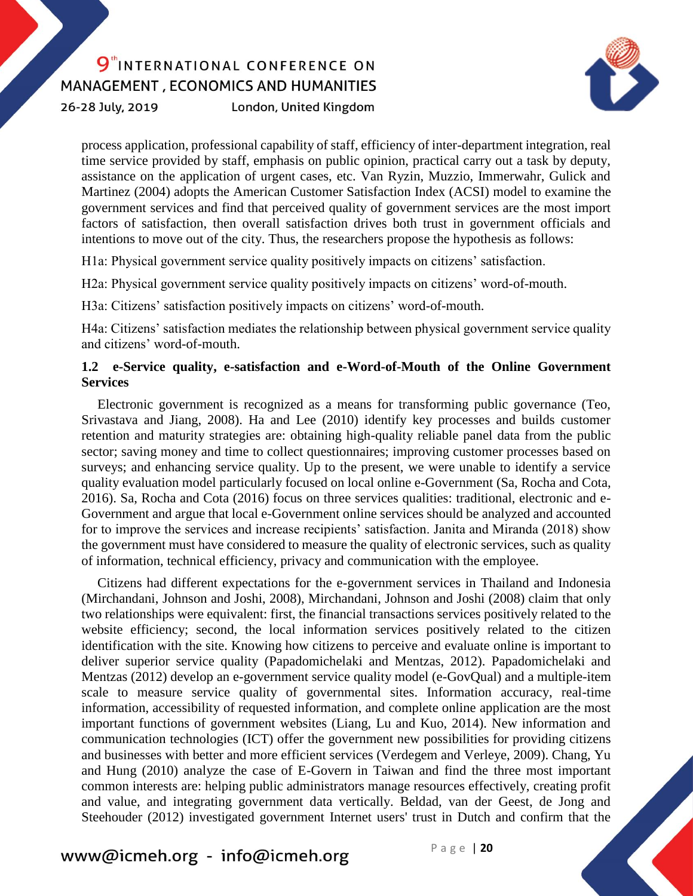process application, professional capability of staff, efficiency of inter-department integration, real time service provided by staff, emphasis on public opinion, practical carry out a task by deputy, assistance on the application of urgent cases, etc. Van Ryzin, Muzzio, Immerwahr, Gulick and Martinez (2004) adopts the American Customer Satisfaction Index (ACSI) model to examine the government services and find that perceived quality of government services are the most import factors of satisfaction, then overall satisfaction drives both trust in government officials and intentions to move out of the city. Thus, the researchers propose the hypothesis as follows:

H1a: Physical government service quality positively impacts on citizens' satisfaction.

H2a: Physical government service quality positively impacts on citizens' word-of-mouth.

H3a: Citizens' satisfaction positively impacts on citizens' word-of-mouth.

H4a: Citizens' satisfaction mediates the relationship between physical government service quality and citizens' word-of-mouth.

### 1.2 e-Service quality, e-satisfaction and e-Word-of-Mouth of the Online Government Services

Electronic government is recognized as a means for transforming public governance (Teo, Srivastava and Jiang, 2008). Ha and Lee (2010) identify key processes and builds customer retention and maturity strategies are: obtaining high-quality reliable panel data from the public sector; saving money and time to collect questionnaires; improving customer processes based on surveys; and enhancing service quality. Up to the present, we were unable to identify a service quality evaluation model particularly focused on local online e-Government (Sa, Rocha and Cota, 2016). Sa, Rocha and Cota (2016) focus on three services qualities: traditional, electronic and e-Government and argue that local e-Government online services should be analyzed and accounted for to improve the services and increase recipients' satisfaction. Janita and Miranda (2018) show the government must have considered to measure the quality of electronic services, such as quality of information, technical efficiency, privacy and communication with the employee.

Citizens had different expectations for the e-government services in Thailand and Indonesia (Mirchandani, Johnson and Joshi, 2008), Mirchandani, Johnson and Joshi (2008) claim that only two relationships were equivalent: first, the financial transactions services positively related to the website efficiency; second, the local information services positively related to the citizen identification with the site. Knowing how citizens to perceive and evaluate online is important to deliver superior service quality (Papadomichelaki and Mentzas, 2012). Papadomichelaki and Mentzas (2012) develop an e-government service quality model (e-GovQual) and a multiple-item scale to measure service quality of governmental sites. Information accuracy, real-time information, accessibility of requested information, and complete online application are the most important functions of government websites (Liang, Lu and Kuo, 2014). New information and communication technologies (ICT) offer the government new possibilities for providing citizens and businesses with better and more efficient services (Verdegem and Verleye, 2009). Chang, Yu and Hung (2010) analyze the case of E-Govern in Taiwan and find the three most important common interests are: helping public administrators manage resources effectively, creating profit and value, and integrating government data vertically. Beldad, van der Geest, de Jong and Steehouder (2012) investigated government Internet users' trust in Dutch and confirm that the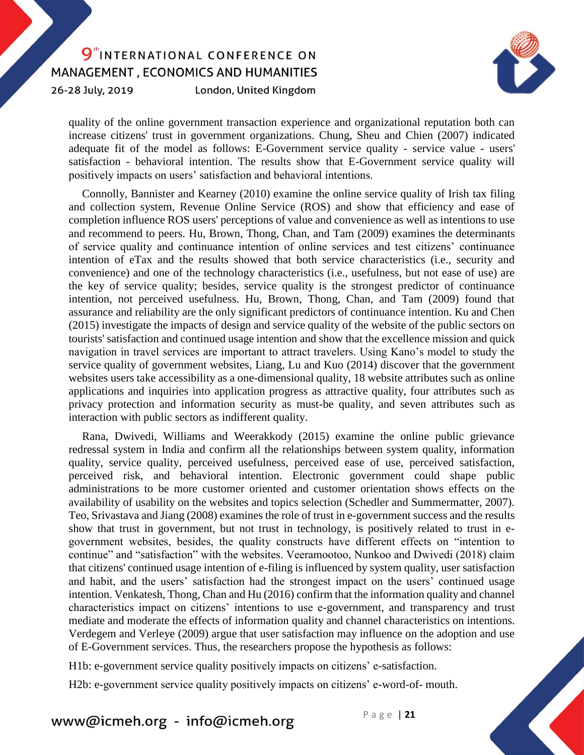quality of the online government transaction experience and organizational reputation both can increase citizens' trust in government organizations. Chung, Sheu and Chien (2007) indicated adequate fit of the model as follows: E-Government service quality - service value - users' satisfaction - behavioral intention. The results show that E-Government service quality will positively impacts on users' satisfaction and behavioral intentions.

Connolly, Bannister and Kearney (2010) examine the online service quality of Irish tax filing and collection system, Revenue Online Service (ROS) and show that efficiency and ease of completion influence ROS users' perceptions of value and convenience as well as intentions to use and recommend to peers. Hu, Brown, Thong, Chan, and Tam (2009) examines the determinants of service quality and continuance intention of online services and test citizens' continuance intention of eTax and the results showed that both service characteristics (i.e., security and convenience) and one of the technology characteristics (i.e., usefulness, but not ease of use) are the key of service quality; besides, service quality is the strongest predictor of continuance intention, not perceived usefulness. Hu, Brown, Thong, Chan, and Tam (2009) found that assurance and reliability are the only significant predictors of continuance intention. Ku and Chen (2015) investigate the impacts of design and service quality of the website of the public sectors on tourists' satisfaction and continued usage intention and show that the excellence mission and quick navigation in travel services are important to attract travelers. Using Kano's model to study the service quality of government websites, Liang, Lu and Kuo (2014) discover that the government websites users take accessibility as a one-dimensional quality, 18 website attributes such as online applications and inquiries into application progress as attractive quality, four attributes such as privacy protection and information security as must-be quality, and seven attributes such as interaction with public sectors as indifferent quality.

Rana, Dwivedi, Williams and Weerakkody (2015) examine the online public grievance redressal system in India and confirm all the relationships between system quality, information quality, service quality, perceived usefulness, perceived ease of use, perceived satisfaction, perceived risk, and behavioral intention. Electronic government could shape public administrations to be more customer oriented and customer orientation shows effects on the availability of usability on the websites and topics selection (Schedler and Summermatter, 2007). Teo, Srivastava and Jiang (2008) examines the role of trust in e-government success and the results show that trust in government, but not trust in technology, is positively related to trust in e-government websites, besides, the quality constructs have different effects on "intention to continue" and "satisfaction" with the websites. Veeramootoo, Nunkoo and Dwivedi (2018) claim that citizens' continued usage intention of e-filing is influenced by system quality, user satisfaction and habit, and the users' satisfaction had the strongest impact on the users' continued usage intention. Venkatesh, Thong, Chan and Hu (2016) confirm that the information quality and channel characteristics impact on citizens' intentions to use e-government, and transparency and trust mediate and moderate the effects of information quality and channel characteristics on intentions. Verdegem and Verleye (2009) argue that user satisfaction may influence on the adoption and use of E-Government services. Thus, the researchers propose the hypothesis as follows:

H1b: e-government service quality positively impacts on citizens' e-satisfaction.

H2b: e-government service quality positively impacts on citizens' e-word-of- mouth.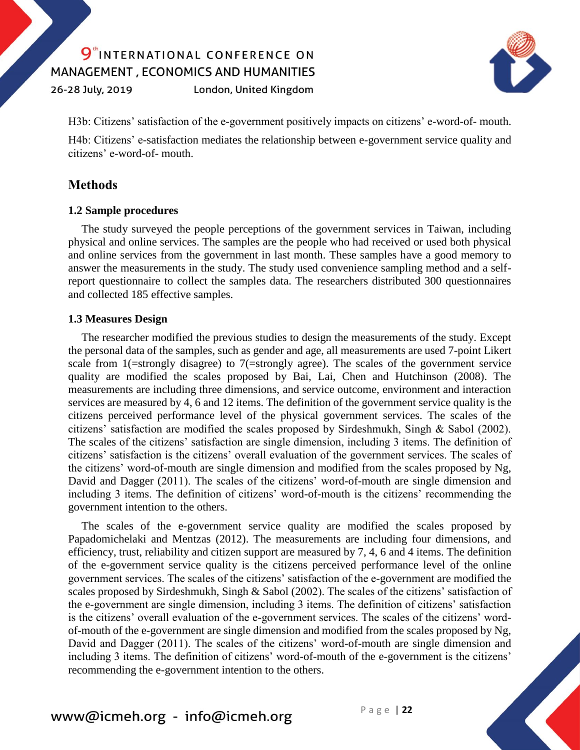H3b: Citizens' satisfaction of the e-government positively impacts on citizens' e-word-of- mouth.

H4b: Citizens' e-satisfaction mediates the relationship between e-government service quality and citizens' e-word-of- mouth.

## Methods

### 1.2 Sample procedures

The study surveyed the people perceptions of the government services in Taiwan, including physical and online services. The samples are the people who had received or used both physical and online services from the government in last month. These samples have a good memory to answer the measurements in the study. The study used convenience sampling method and a self-report questionnaire to collect the samples data. The researchers distributed 300 questionnaires and collected 185 effective samples.

### 1.3 Measures Design

The researcher modified the previous studies to design the measurements of the study. Except the personal data of the samples, such as gender and age, all measurements are used 7-point Likert scale from 1(=strongly disagree) to 7(=strongly agree). The scales of the government service quality are modified the scales proposed by Bai, Lai, Chen and Hutchinson (2008). The measurements are including three dimensions, and service outcome, environment and interaction services are measured by 4, 6 and 12 items. The definition of the government service quality is the citizens perceived performance level of the physical government services. The scales of the citizens' satisfaction are modified the scales proposed by Sirdeshmukh, Singh & Sabol (2002). The scales of the citizens' satisfaction are single dimension, including 3 items. The definition of citizens' satisfaction is the citizens' overall evaluation of the government services. The scales of the citizens' word-of-mouth are single dimension and modified from the scales proposed by Ng, David and Dagger (2011). The scales of the citizens' word-of-mouth are single dimension and including 3 items. The definition of citizens' word-of-mouth is the citizens' recommending the government intention to the others.

The scales of the e-government service quality are modified the scales proposed by Papadomichelaki and Mentzas (2012). The measurements are including four dimensions, and efficiency, trust, reliability and citizen support are measured by 7, 4, 6 and 4 items. The definition of the e-government service quality is the citizens perceived performance level of the online government services. The scales of the citizens' satisfaction of the e-government are modified the scales proposed by Sirdeshmukh, Singh & Sabol (2002). The scales of the citizens' satisfaction of the e-government are single dimension, including 3 items. The definition of citizens' satisfaction is the citizens' overall evaluation of the e-government services. The scales of the citizens' word-of-mouth of the e-government are single dimension and modified from the scales proposed by Ng, David and Dagger (2011). The scales of the citizens' word-of-mouth are single dimension and including 3 items. The definition of citizens' word-of-mouth of the e-government is the citizens' recommending the e-government intention to the others.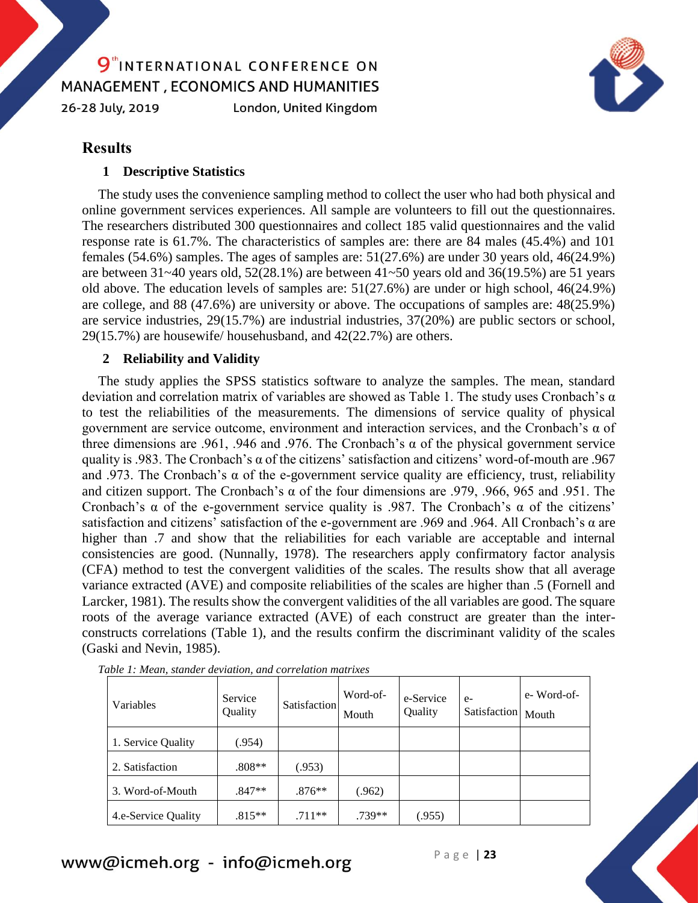## Results

### 1 Descriptive Statistics

The study uses the convenience sampling method to collect the user who had both physical and online government services experiences. All sample are volunteers to fill out the questionnaires. The researchers distributed 300 questionnaires and collect 185 valid questionnaires and the valid response rate is 61.7%. The characteristics of samples are: there are 84 males (45.4%) and 101 females (54.6%) samples. The ages of samples are: 51(27.6%) are under 30 years old, 46(24.9%) are between 31~40 years old, 52(28.1%) are between 41~50 years old and 36(19.5%) are 51 years old above. The education levels of samples are: 51(27.6%) are under or high school, 46(24.9%) are college, and 88 (47.6%) are university or above. The occupations of samples are: 48(25.9%) are service industries, 29(15.7%) are industrial industries, 37(20%) are public sectors or school, 29(15.7%) are housewife/ househusband, and 42(22.7%) are others.

### 2 Reliability and Validity

The study applies the SPSS statistics software to analyze the samples. The mean, standard deviation and correlation matrix of variables are showed as Table 1. The study uses Cronbach's α to test the reliabilities of the measurements. The dimensions of service quality of physical government are service outcome, environment and interaction services, and the Cronbach's α of three dimensions are .961, .946 and .976. The Cronbach's α of the physical government service quality is .983. The Cronbach's α of the citizens' satisfaction and citizens' word-of-mouth are .967 and .973. The Cronbach's α of the e-government service quality are efficiency, trust, reliability and citizen support. The Cronbach's α of the four dimensions are .979, .966, 965 and .951. The Cronbach's α of the e-government service quality is .987. The Cronbach's α of the citizens' satisfaction and citizens' satisfaction of the e-government are .969 and .964. All Cronbach's α are higher than .7 and show that the reliabilities for each variable are acceptable and internal consistencies are good. (Nunnally, 1978). The researchers apply confirmatory factor analysis (CFA) method to test the convergent validities of the scales. The results show that all average variance extracted (AVE) and composite reliabilities of the scales are higher than .5 (Fornell and Larcker, 1981). The results show the convergent validities of the all variables are good. The square roots of the average variance extracted (AVE) of each construct are greater than the inter-constructs correlations (Table 1), and the results confirm the discriminant validity of the scales (Gaski and Nevin, 1985).

*Table 1: Mean, stander deviation, and correlation matrixes*

| Variables | Service Quality | Satisfaction | Word-of-Mouth | e-Service Quality | e-Satisfaction | e- Word-of-Mouth |
|---|---|---|---|---|---|---|
| 1. Service Quality | (.954) | | | | | |
| 2. Satisfaction | .808** | (.953) | | | | |
| 3. Word-of-Mouth | .847** | .876** | (.962) | | | |
| 4.e-Service Quality | .815** | .711** | .739** | (.955) | | |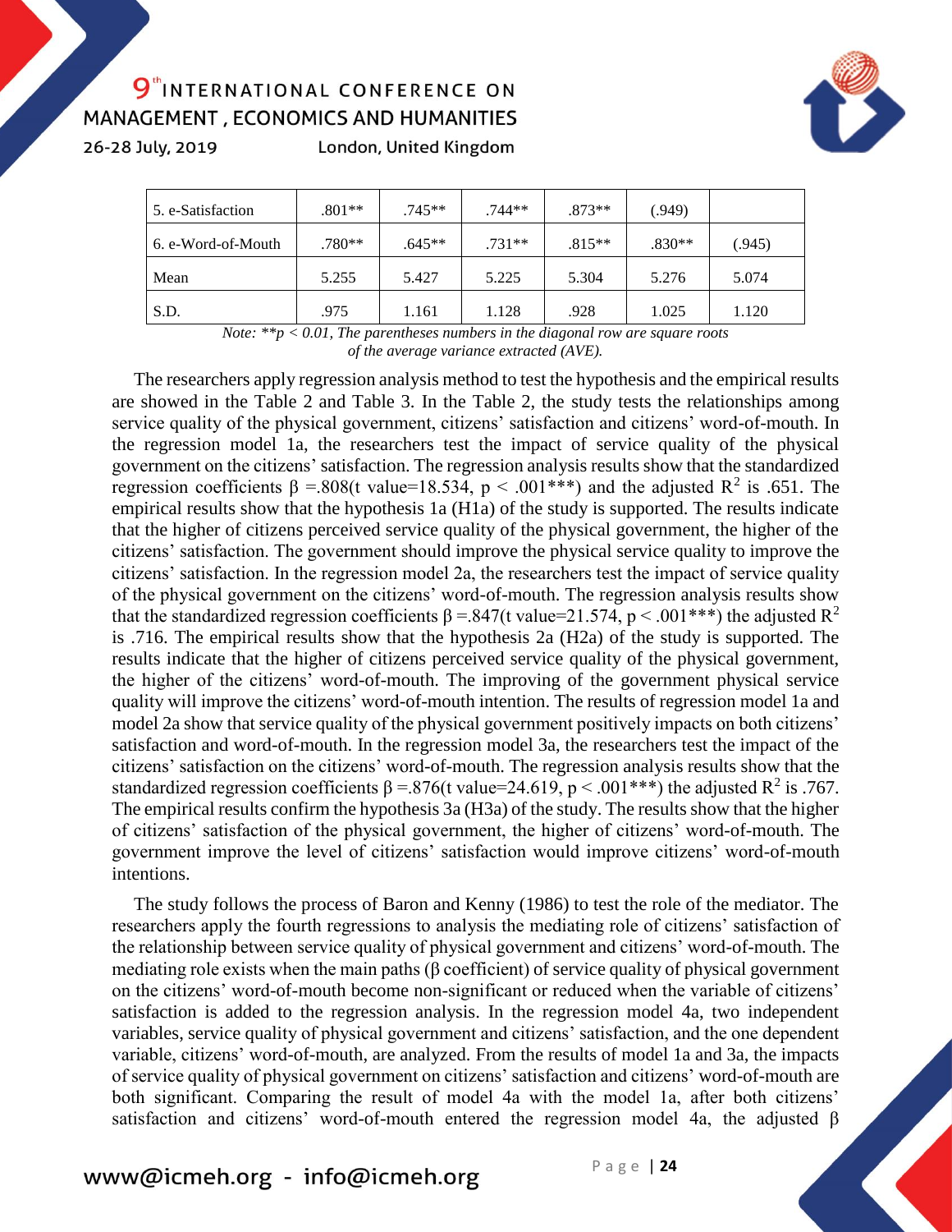| 5. e-Satisfaction | .801** | .745** | .744** | .873** | (.949) | |
|---|---|---|---|---|---|---|
| 6. e-Word-of-Mouth | .780** | .645** | .731** | .815** | .830** | (.945) |
| Mean | 5.255 | 5.427 | 5.225 | 5.304 | 5.276 | 5.074 |
| S.D. | .975 | 1.161 | 1.128 | .928 | 1.025 | 1.120 |

*Note: \*\*p < 0.01, The parentheses numbers in the diagonal row are square roots of the average variance extracted (AVE).*

The researchers apply regression analysis method to test the hypothesis and the empirical results are showed in the Table 2 and Table 3. In the Table 2, the study tests the relationships among service quality of the physical government, citizens' satisfaction and citizens' word-of-mouth. In the regression model 1a, the researchers test the impact of service quality of the physical government on the citizens' satisfaction. The regression analysis results show that the standardized regression coefficients $\beta$ =.808(t value=18.534, $p < .001$***) and the adjusted $R^2$ is .651. The empirical results show that the hypothesis 1a (H1a) of the study is supported. The results indicate that the higher of citizens perceived service quality of the physical government, the higher of the citizens' satisfaction. The government should improve the physical service quality to improve the citizens' satisfaction. In the regression model 2a, the researchers test the impact of service quality of the physical government on the citizens' word-of-mouth. The regression analysis results show that the standardized regression coefficients $\beta$ =.847(t value=21.574, $p < .001$***) the adjusted $R^2$ is .716. The empirical results show that the hypothesis 2a (H2a) of the study is supported. The results indicate that the higher of citizens perceived service quality of the physical government, the higher of the citizens' word-of-mouth. The improving of the government physical service quality will improve the citizens' word-of-mouth intention. The results of regression model 1a and model 2a show that service quality of the physical government positively impacts on both citizens' satisfaction and word-of-mouth. In the regression model 3a, the researchers test the impact of the citizens' satisfaction on the citizens' word-of-mouth. The regression analysis results show that the standardized regression coefficients $\beta$ =.876(t value=24.619, $p < .001$***) the adjusted $R^2$ is .767. The empirical results confirm the hypothesis 3a (H3a) of the study. The results show that the higher of citizens' satisfaction of the physical government, the higher of citizens' word-of-mouth. The government improve the level of citizens' satisfaction would improve citizens' word-of-mouth intentions.

The study follows the process of Baron and Kenny (1986) to test the role of the mediator. The researchers apply the fourth regressions to analysis the mediating role of citizens' satisfaction of the relationship between service quality of physical government and citizens' word-of-mouth. The mediating role exists when the main paths ($\beta$ coefficient) of service quality of physical government on the citizens' word-of-mouth become non-significant or reduced when the variable of citizens' satisfaction is added to the regression analysis. In the regression model 4a, two independent variables, service quality of physical government and citizens' satisfaction, and the one dependent variable, citizens' word-of-mouth, are analyzed. From the results of model 1a and 3a, the impacts of service quality of physical government on citizens' satisfaction and citizens' word-of-mouth are both significant. Comparing the result of model 4a with the model 1a, after both citizens' satisfaction and citizens' word-of-mouth entered the regression model 4a, the adjusted $\beta$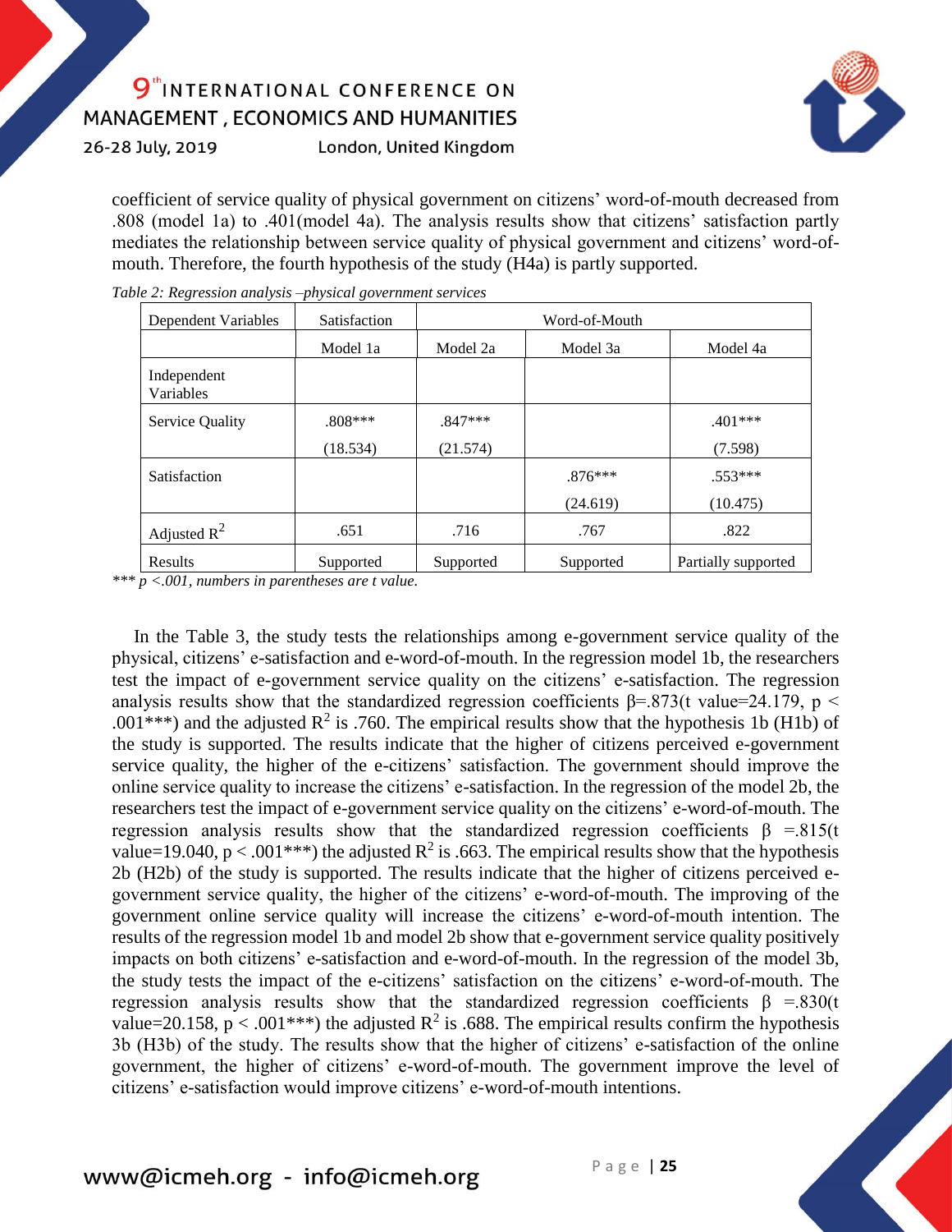coefficient of service quality of physical government on citizens' word-of-mouth decreased from .808 (model 1a) to .401(model 4a). The analysis results show that citizens' satisfaction partly mediates the relationship between service quality of physical government and citizens' word-of-mouth. Therefore, the fourth hypothesis of the study (H4a) is partly supported.

*Table 2: Regression analysis –physical government services*

| Dependent Variables | Satisfaction | Word-of-Mouth | | |
|---|---|---|---|---|
| | Model 1a | Model 2a | Model 3a | Model 4a |
| Independent Variables | | | | |
| Service Quality | .808*** (18.534) | .847*** (21.574) | | .401*** (7.598) |
| Satisfaction | | | .876*** (24.619) | .553*** (10.475) |
| Adjusted $R^2$ | .651 | .716 | .767 | .822 |
| Results | Supported | Supported | Supported | Partially supported |

*\*\*\* $p < .001$, numbers in parentheses are t value.*

In the Table 3, the study tests the relationships among e-government service quality of the physical, citizens' e-satisfaction and e-word-of-mouth. In the regression model 1b, the researchers test the impact of e-government service quality on the citizens' e-satisfaction. The regression analysis results show that the standardized regression coefficients $\beta$=.873(t value=24.179, $p < .001$***) and the adjusted $R^2$ is .760. The empirical results show that the hypothesis 1b (H1b) of the study is supported. The results indicate that the higher of citizens perceived e-government service quality, the higher of the e-citizens' satisfaction. The government should improve the online service quality to increase the citizens' e-satisfaction. In the regression of the model 2b, the researchers test the impact of e-government service quality on the citizens' e-word-of-mouth. The regression analysis results show that the standardized regression coefficients $\beta$ =.815(t value=19.040, $p < .001$***) the adjusted $R^2$ is .663. The empirical results show that the hypothesis 2b (H2b) of the study is supported. The results indicate that the higher of citizens perceived e-government service quality, the higher of the citizens' e-word-of-mouth. The improving of the government online service quality will increase the citizens' e-word-of-mouth intention. The results of the regression model 1b and model 2b show that e-government service quality positively impacts on both citizens' e-satisfaction and e-word-of-mouth. In the regression of the model 3b, the study tests the impact of the e-citizens' satisfaction on the citizens' e-word-of-mouth. The regression analysis results show that the standardized regression coefficients $\beta$ =.830(t value=20.158, $p < .001$***) the adjusted $R^2$ is .688. The empirical results confirm the hypothesis 3b (H3b) of the study. The results show that the higher of citizens' e-satisfaction of the online government, the higher of citizens' e-word-of-mouth. The government improve the level of citizens' e-satisfaction would improve citizens' e-word-of-mouth intentions.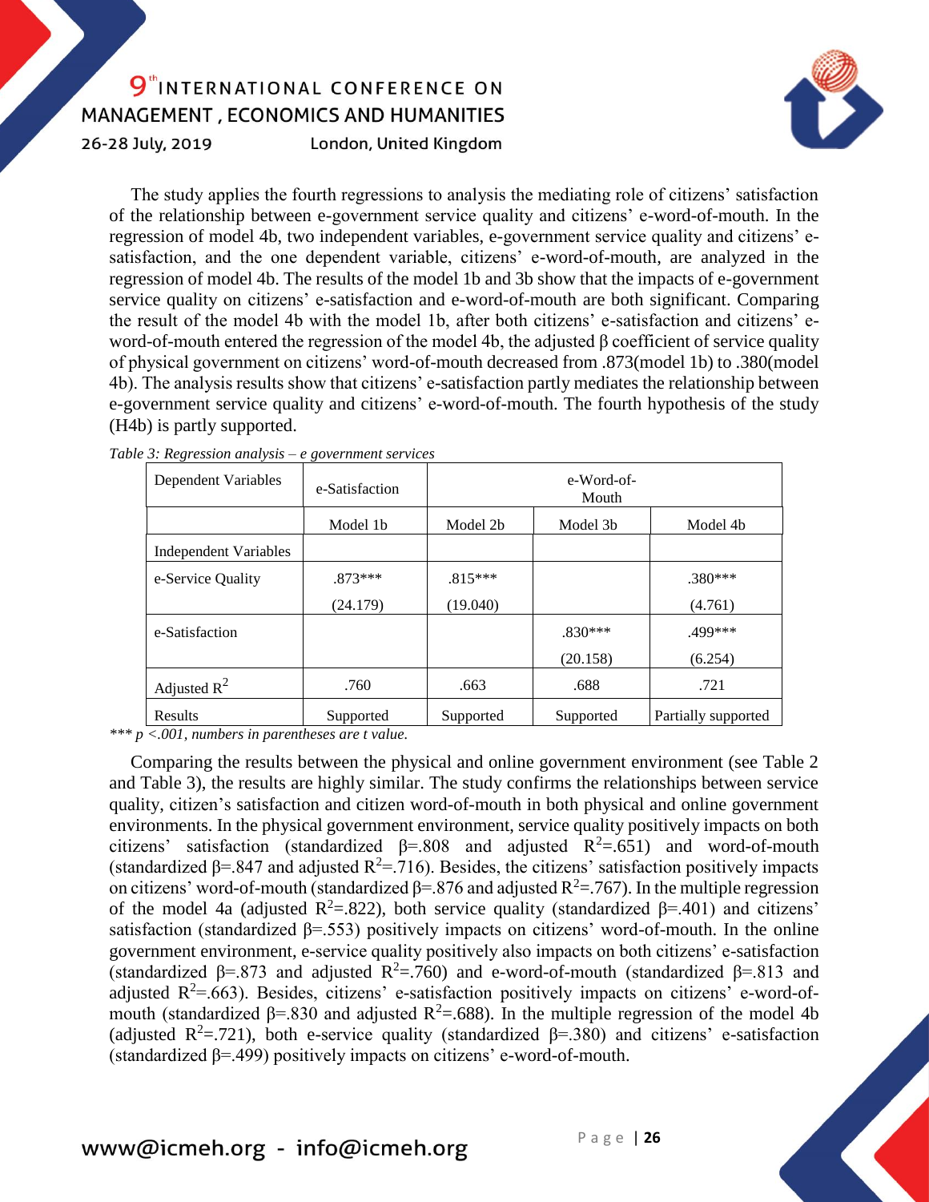The study applies the fourth regressions to analysis the mediating role of citizens' satisfaction of the relationship between e-government service quality and citizens' e-word-of-mouth. In the regression of model 4b, two independent variables, e-government service quality and citizens' e-satisfaction, and the one dependent variable, citizens' e-word-of-mouth, are analyzed in the regression of model 4b. The results of the model 1b and 3b show that the impacts of e-government service quality on citizens' e-satisfaction and e-word-of-mouth are both significant. Comparing the result of the model 4b with the model 1b, after both citizens' e-satisfaction and citizens' e-word-of-mouth entered the regression of the model 4b, the adjusted β coefficient of service quality of physical government on citizens' word-of-mouth decreased from .873(model 1b) to .380(model 4b). The analysis results show that citizens' e-satisfaction partly mediates the relationship between e-government service quality and citizens' e-word-of-mouth. The fourth hypothesis of the study (H4b) is partly supported.

*Table 3: Regression analysis – e government services*

| Dependent Variables | e-Satisfaction | e-Word-of-Mouth | | |
|---|---|---|---|---|
| | Model 1b | Model 2b | Model 3b | Model 4b |
| Independent Variables | | | | |
| e-Service Quality | .873***<br>(24.179) | .815***<br>(19.040) | | .380***<br>(4.761) |
| e-Satisfaction | | | .830***<br>(20.158) | .499***<br>(6.254) |
| Adjusted $R^2$ | .760 | .663 | .688 | .721 |
| Results | Supported | Supported | Supported | Partially supported |

*\*\*\* $p$ <.001, numbers in parentheses are t value.*

Comparing the results between the physical and online government environment (see Table 2 and Table 3), the results are highly similar. The study confirms the relationships between service quality, citizen's satisfaction and citizen word-of-mouth in both physical and online government environments. In the physical government environment, service quality positively impacts on both citizens' satisfaction (standardized β=.808 and adjusted $R^2$=.651) and word-of-mouth (standardized β=.847 and adjusted $R^2$=.716). Besides, the citizens' satisfaction positively impacts on citizens' word-of-mouth (standardized β=.876 and adjusted $R^2$=.767). In the multiple regression of the model 4a (adjusted $R^2$=.822), both service quality (standardized β=.401) and citizens' satisfaction (standardized β=.553) positively impacts on citizens' word-of-mouth. In the online government environment, e-service quality positively also impacts on both citizens' e-satisfaction (standardized β=.873 and adjusted $R^2$=.760) and e-word-of-mouth (standardized β=.813 and adjusted $R^2$=.663). Besides, citizens' e-satisfaction positively impacts on citizens' e-word-of-mouth (standardized β=.830 and adjusted $R^2$=.688). In the multiple regression of the model 4b (adjusted $R^2$=.721), both e-service quality (standardized β=.380) and citizens' e-satisfaction (standardized β=.499) positively impacts on citizens' e-word-of-mouth.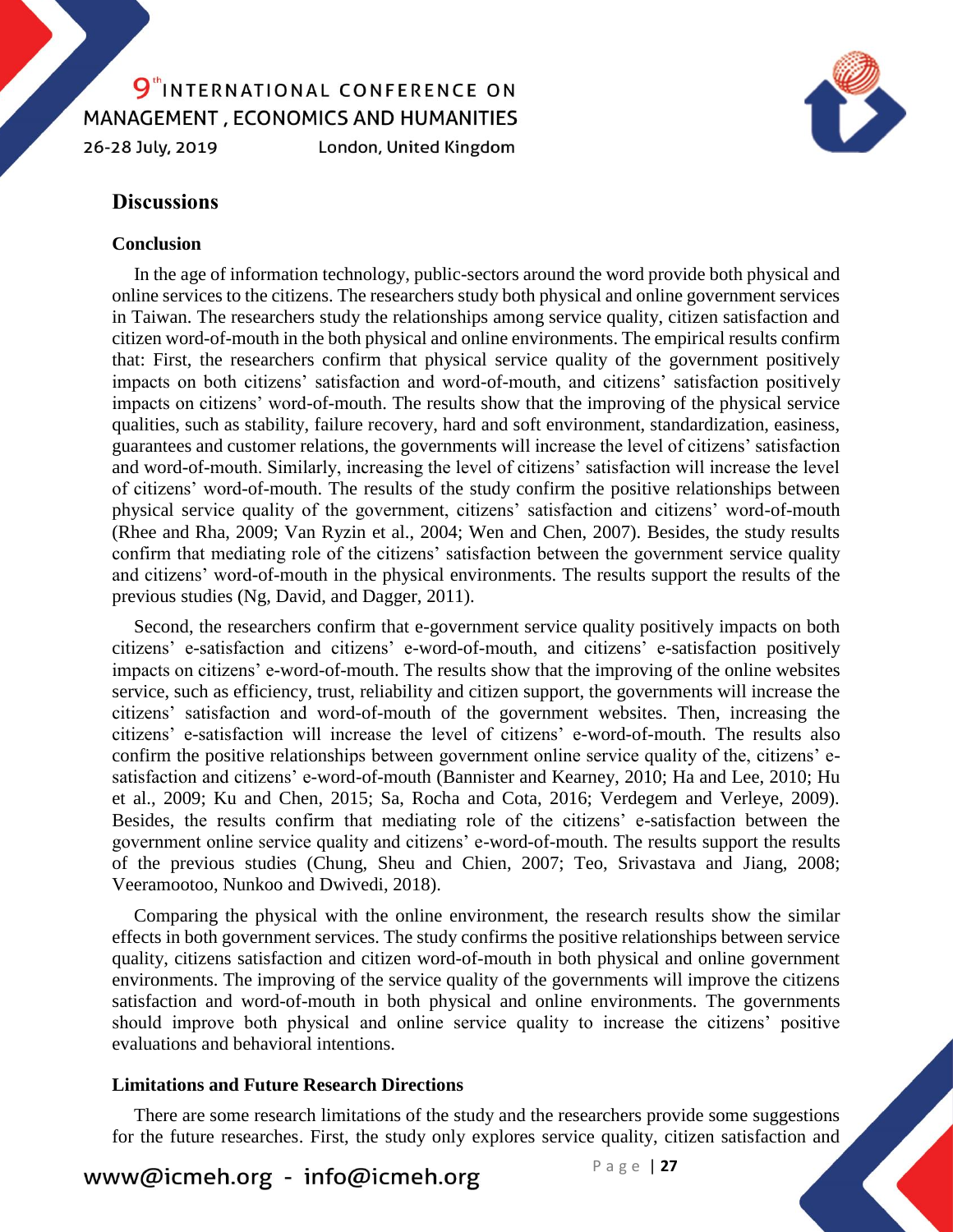## Discussions

### Conclusion

In the age of information technology, public-sectors around the word provide both physical and online services to the citizens. The researchers study both physical and online government services in Taiwan. The researchers study the relationships among service quality, citizen satisfaction and citizen word-of-mouth in the both physical and online environments. The empirical results confirm that: First, the researchers confirm that physical service quality of the government positively impacts on both citizens' satisfaction and word-of-mouth, and citizens' satisfaction positively impacts on citizens' word-of-mouth. The results show that the improving of the physical service qualities, such as stability, failure recovery, hard and soft environment, standardization, easiness, guarantees and customer relations, the governments will increase the level of citizens' satisfaction and word-of-mouth. Similarly, increasing the level of citizens' satisfaction will increase the level of citizens' word-of-mouth. The results of the study confirm the positive relationships between physical service quality of the government, citizens' satisfaction and citizens' word-of-mouth (Rhee and Rha, 2009; Van Ryzin et al., 2004; Wen and Chen, 2007). Besides, the study results confirm that mediating role of the citizens' satisfaction between the government service quality and citizens' word-of-mouth in the physical environments. The results support the results of the previous studies (Ng, David, and Dagger, 2011).

Second, the researchers confirm that e-government service quality positively impacts on both citizens' e-satisfaction and citizens' e-word-of-mouth, and citizens' e-satisfaction positively impacts on citizens' e-word-of-mouth. The results show that the improving of the online websites service, such as efficiency, trust, reliability and citizen support, the governments will increase the citizens' satisfaction and word-of-mouth of the government websites. Then, increasing the citizens' e-satisfaction will increase the level of citizens' e-word-of-mouth. The results also confirm the positive relationships between government online service quality of the, citizens' e-satisfaction and citizens' e-word-of-mouth (Bannister and Kearney, 2010; Ha and Lee, 2010; Hu et al., 2009; Ku and Chen, 2015; Sa, Rocha and Cota, 2016; Verdegem and Verleye, 2009). Besides, the results confirm that mediating role of the citizens' e-satisfaction between the government online service quality and citizens' e-word-of-mouth. The results support the results of the previous studies (Chung, Sheu and Chien, 2007; Teo, Srivastava and Jiang, 2008; Veeramootoo, Nunkoo and Dwivedi, 2018).

Comparing the physical with the online environment, the research results show the similar effects in both government services. The study confirms the positive relationships between service quality, citizens satisfaction and citizen word-of-mouth in both physical and online government environments. The improving of the service quality of the governments will improve the citizens satisfaction and word-of-mouth in both physical and online environments. The governments should improve both physical and online service quality to increase the citizens' positive evaluations and behavioral intentions.

### Limitations and Future Research Directions

There are some research limitations of the study and the researchers provide some suggestions for the future researches. First, the study only explores service quality, citizen satisfaction and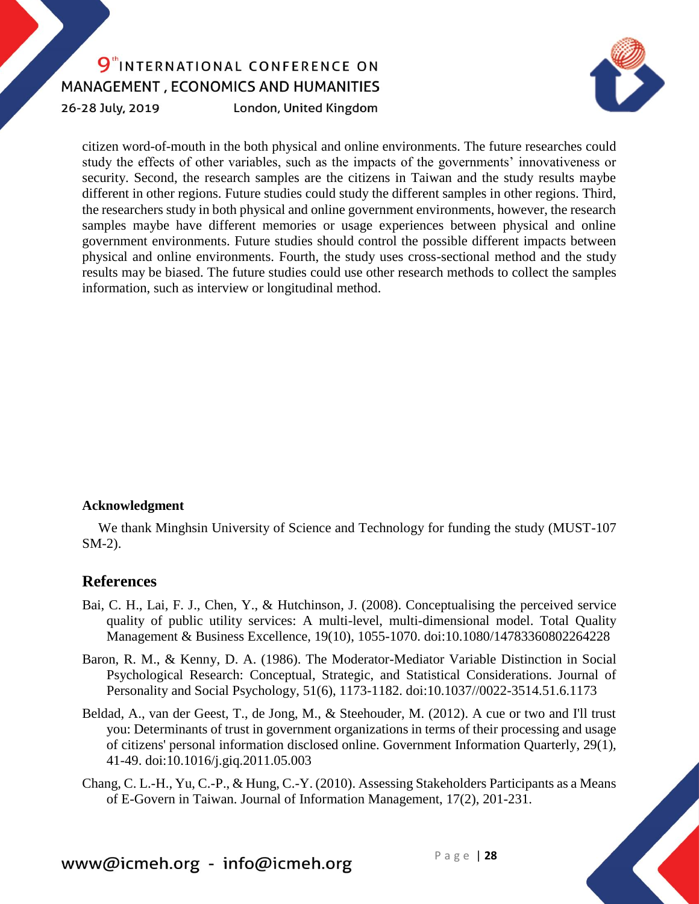citizen word-of-mouth in the both physical and online environments. The future researches could study the effects of other variables, such as the impacts of the governments' innovativeness or security. Second, the research samples are the citizens in Taiwan and the study results maybe different in other regions. Future studies could study the different samples in other regions. Third, the researchers study in both physical and online government environments, however, the research samples maybe have different memories or usage experiences between physical and online government environments. Future studies should control the possible different impacts between physical and online environments. Fourth, the study uses cross-sectional method and the study results may be biased. The future studies could use other research methods to collect the samples information, such as interview or longitudinal method.

**Acknowledgment**

We thank Minghsin University of Science and Technology for funding the study (MUST-107 SM-2).

## References

Bai, C. H., Lai, F. J., Chen, Y., & Hutchinson, J. (2008). Conceptualising the perceived service quality of public utility services: A multi-level, multi-dimensional model. Total Quality Management & Business Excellence, 19(10), 1055-1070. doi:10.1080/14783360802264228

Baron, R. M., & Kenny, D. A. (1986). The Moderator-Mediator Variable Distinction in Social Psychological Research: Conceptual, Strategic, and Statistical Considerations. Journal of Personality and Social Psychology, 51(6), 1173-1182. doi:10.1037//0022-3514.51.6.1173

Beldad, A., van der Geest, T., de Jong, M., & Steehouder, M. (2012). A cue or two and I'll trust you: Determinants of trust in government organizations in terms of their processing and usage of citizens' personal information disclosed online. Government Information Quarterly, 29(1), 41-49. doi:10.1016/j.giq.2011.05.003

Chang, C. L.-H., Yu, C.-P., & Hung, C.-Y. (2010). Assessing Stakeholders Participants as a Means of E-Govern in Taiwan. Journal of Information Management, 17(2), 201-231.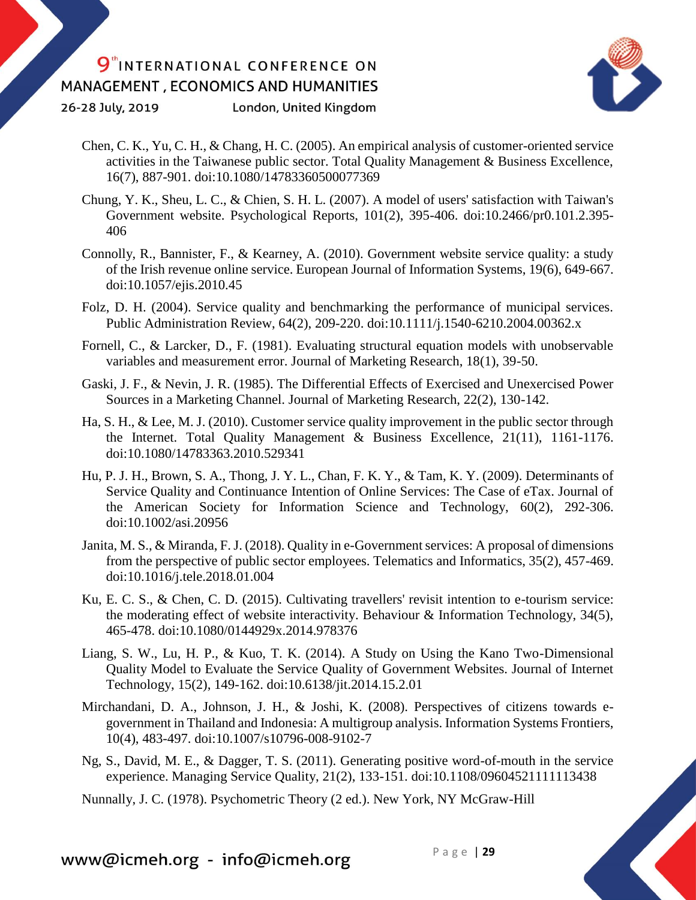Chen, C. K., Yu, C. H., & Chang, H. C. (2005). An empirical analysis of customer-oriented service activities in the Taiwanese public sector. Total Quality Management & Business Excellence, 16(7), 887-901. doi:10.1080/14783360500077369

Chung, Y. K., Sheu, L. C., & Chien, S. H. L. (2007). A model of users' satisfaction with Taiwan's Government website. Psychological Reports, 101(2), 395-406. doi:10.2466/pr0.101.2.395-406

Connolly, R., Bannister, F., & Kearney, A. (2010). Government website service quality: a study of the Irish revenue online service. European Journal of Information Systems, 19(6), 649-667. doi:10.1057/ejis.2010.45

Folz, D. H. (2004). Service quality and benchmarking the performance of municipal services. Public Administration Review, 64(2), 209-220. doi:10.1111/j.1540-6210.2004.00362.x

Fornell, C., & Larcker, D., F. (1981). Evaluating structural equation models with unobservable variables and measurement error. Journal of Marketing Research, 18(1), 39-50.

Gaski, J. F., & Nevin, J. R. (1985). The Differential Effects of Exercised and Unexercised Power Sources in a Marketing Channel. Journal of Marketing Research, 22(2), 130-142.

Ha, S. H., & Lee, M. J. (2010). Customer service quality improvement in the public sector through the Internet. Total Quality Management & Business Excellence, 21(11), 1161-1176. doi:10.1080/14783363.2010.529341

Hu, P. J. H., Brown, S. A., Thong, J. Y. L., Chan, F. K. Y., & Tam, K. Y. (2009). Determinants of Service Quality and Continuance Intention of Online Services: The Case of eTax. Journal of the American Society for Information Science and Technology, 60(2), 292-306. doi:10.1002/asi.20956

Janita, M. S., & Miranda, F. J. (2018). Quality in e-Government services: A proposal of dimensions from the perspective of public sector employees. Telematics and Informatics, 35(2), 457-469. doi:10.1016/j.tele.2018.01.004

Ku, E. C. S., & Chen, C. D. (2015). Cultivating travellers' revisit intention to e-tourism service: the moderating effect of website interactivity. Behaviour & Information Technology, 34(5), 465-478. doi:10.1080/0144929x.2014.978376

Liang, S. W., Lu, H. P., & Kuo, T. K. (2014). A Study on Using the Kano Two-Dimensional Quality Model to Evaluate the Service Quality of Government Websites. Journal of Internet Technology, 15(2), 149-162. doi:10.6138/jit.2014.15.2.01

Mirchandani, D. A., Johnson, J. H., & Joshi, K. (2008). Perspectives of citizens towards e-government in Thailand and Indonesia: A multigroup analysis. Information Systems Frontiers, 10(4), 483-497. doi:10.1007/s10796-008-9102-7

Ng, S., David, M. E., & Dagger, T. S. (2011). Generating positive word-of-mouth in the service experience. Managing Service Quality, 21(2), 133-151. doi:10.1108/09604521111113438

Nunnally, J. C. (1978). Psychometric Theory (2 ed.). New York, NY McGraw-Hill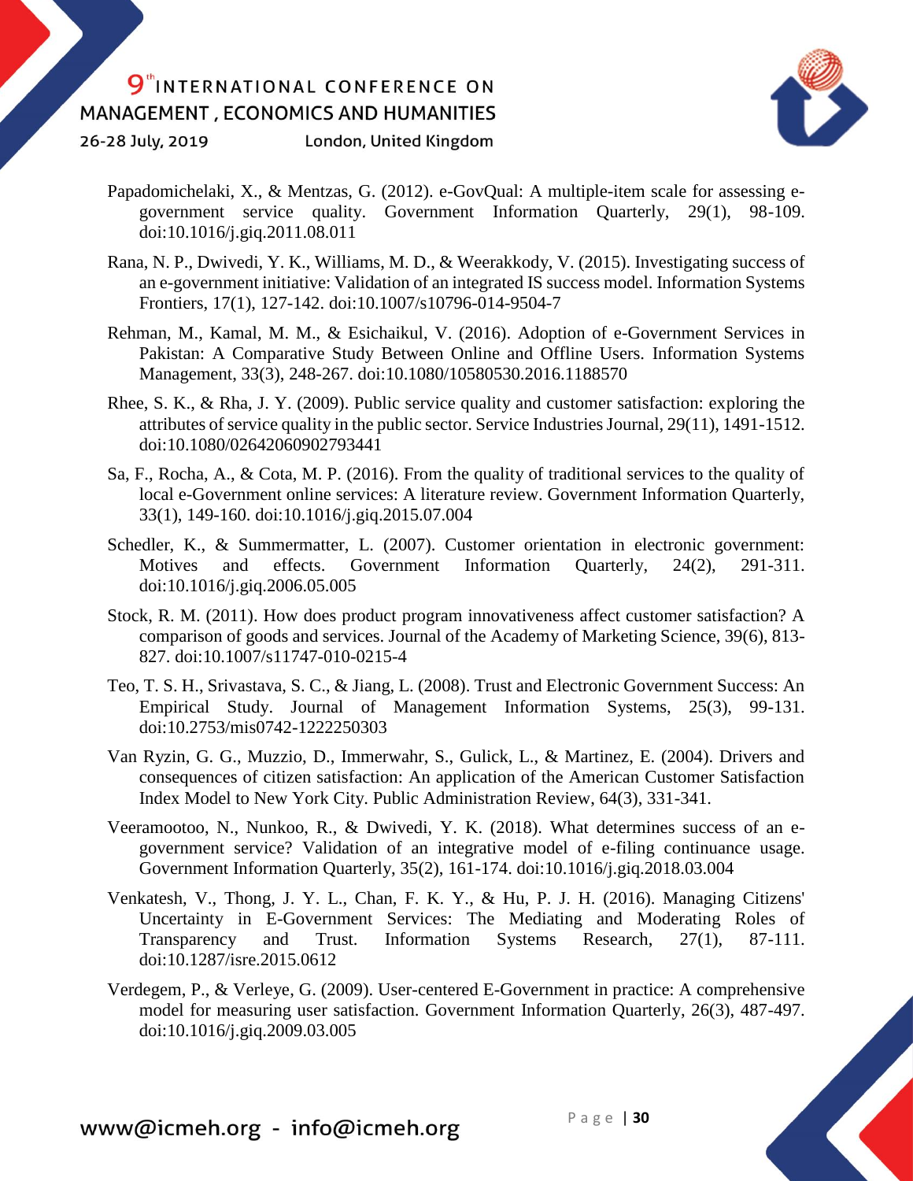Papadomichelaki, X., & Mentzas, G. (2012). e-GovQual: A multiple-item scale for assessing e-government service quality. Government Information Quarterly, 29(1), 98-109. doi:10.1016/j.giq.2011.08.011

Rana, N. P., Dwivedi, Y. K., Williams, M. D., & Weerakkody, V. (2015). Investigating success of an e-government initiative: Validation of an integrated IS success model. Information Systems Frontiers, 17(1), 127-142. doi:10.1007/s10796-014-9504-7

Rehman, M., Kamal, M. M., & Esichaikul, V. (2016). Adoption of e-Government Services in Pakistan: A Comparative Study Between Online and Offline Users. Information Systems Management, 33(3), 248-267. doi:10.1080/10580530.2016.1188570

Rhee, S. K., & Rha, J. Y. (2009). Public service quality and customer satisfaction: exploring the attributes of service quality in the public sector. Service Industries Journal, 29(11), 1491-1512. doi:10.1080/02642060902793441

Sa, F., Rocha, A., & Cota, M. P. (2016). From the quality of traditional services to the quality of local e-Government online services: A literature review. Government Information Quarterly, 33(1), 149-160. doi:10.1016/j.giq.2015.07.004

Schedler, K., & Summermatter, L. (2007). Customer orientation in electronic government: Motives and effects. Government Information Quarterly, 24(2), 291-311. doi:10.1016/j.giq.2006.05.005

Stock, R. M. (2011). How does product program innovativeness affect customer satisfaction? A comparison of goods and services. Journal of the Academy of Marketing Science, 39(6), 813-827. doi:10.1007/s11747-010-0215-4

Teo, T. S. H., Srivastava, S. C., & Jiang, L. (2008). Trust and Electronic Government Success: An Empirical Study. Journal of Management Information Systems, 25(3), 99-131. doi:10.2753/mis0742-1222250303

Van Ryzin, G. G., Muzzio, D., Immerwahr, S., Gulick, L., & Martinez, E. (2004). Drivers and consequences of citizen satisfaction: An application of the American Customer Satisfaction Index Model to New York City. Public Administration Review, 64(3), 331-341.

Veeramootoo, N., Nunkoo, R., & Dwivedi, Y. K. (2018). What determines success of an e-government service? Validation of an integrative model of e-filing continuance usage. Government Information Quarterly, 35(2), 161-174. doi:10.1016/j.giq.2018.03.004

Venkatesh, V., Thong, J. Y. L., Chan, F. K. Y., & Hu, P. J. H. (2016). Managing Citizens' Uncertainty in E-Government Services: The Mediating and Moderating Roles of Transparency and Trust. Information Systems Research, 27(1), 87-111. doi:10.1287/isre.2015.0612

Verdegem, P., & Verleye, G. (2009). User-centered E-Government in practice: A comprehensive model for measuring user satisfaction. Government Information Quarterly, 26(3), 487-497. doi:10.1016/j.giq.2009.03.005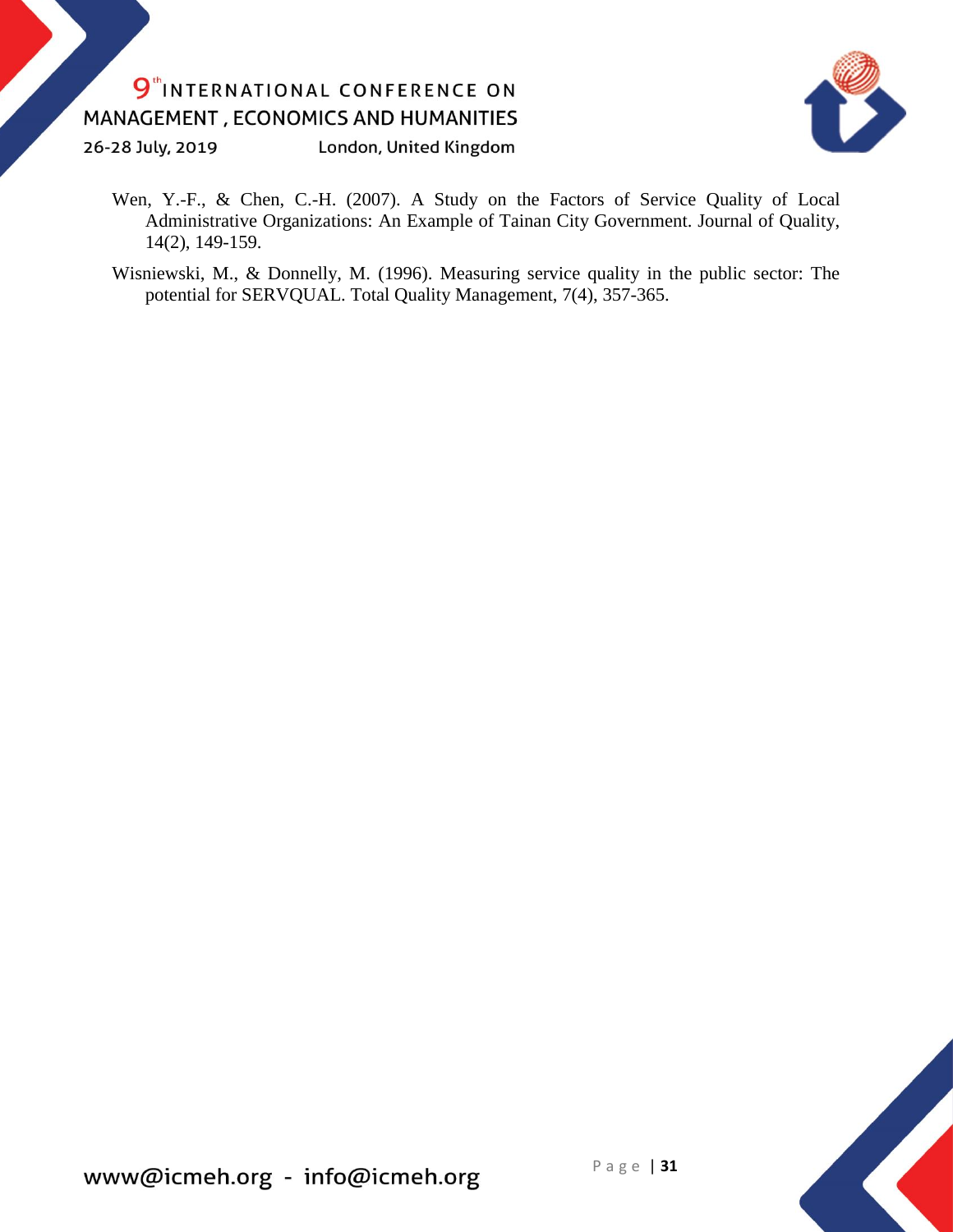Wen, Y.-F., & Chen, C.-H. (2007). A Study on the Factors of Service Quality of Local Administrative Organizations: An Example of Tainan City Government. Journal of Quality, 14(2), 149-159.

Wisniewski, M., & Donnelly, M. (1996). Measuring service quality in the public sector: The potential for SERVQUAL. Total Quality Management, 7(4), 357-365.